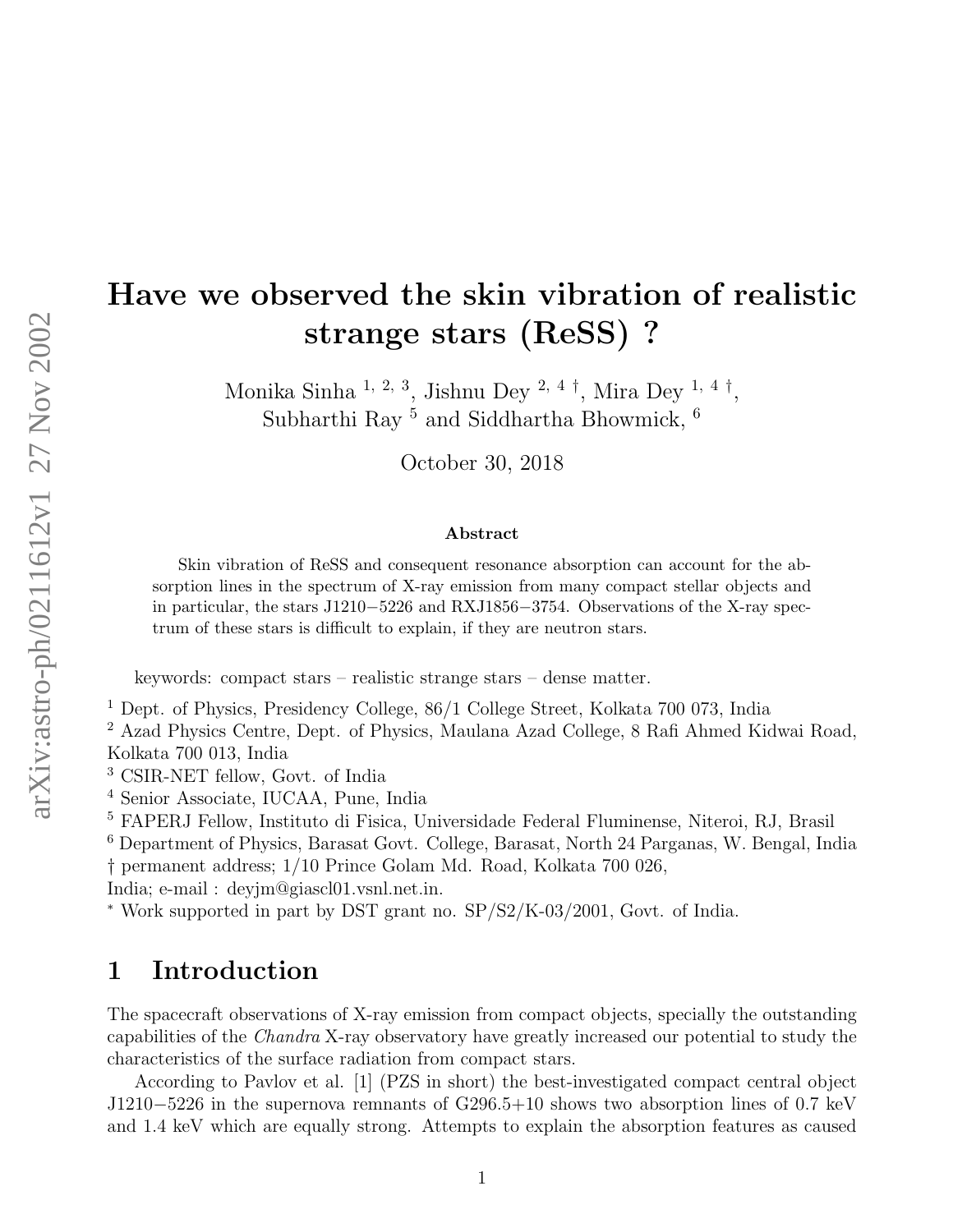# Have we observed the skin vibration of realistic strange stars (ReSS) ?

Monika Sinha [1, 2, 3], Jishnu Dey [2, 4 †], Mira Dey [1, 4 †], Subharthi Ray [5] and Siddhartha Bhowmick, [6]

October 30, 2018

**Abstract**

Skin vibration of ReSS and consequent resonance absorption can account for the absorption lines in the spectrum of X-ray emission from many compact stellar objects and in particular, the stars J1210−5226 and RXJ1856−3754. Observations of the X-ray spectrum of these stars is difficult to explain, if they are neutron stars.

keywords: compact stars – realistic strange stars – dense matter.

[1] Dept. of Physics, Presidency College, 86/1 College Street, Kolkata 700 073, India
[2] Azad Physics Centre, Dept. of Physics, Maulana Azad College, 8 Rafi Ahmed Kidwai Road, Kolkata 700 013, India
[3] CSIR-NET fellow, Govt. of India
[4] Senior Associate, IUCAA, Pune, India
[5] FAPERJ Fellow, Instituto di Fisica, Universidade Federal Fluminense, Niteroi, RJ, Brasil
[6] Department of Physics, Barasat Govt. College, Barasat, North 24 Parganas, W. Bengal, India
† permanent address; 1/10 Prince Golam Md. Road, Kolkata 700 026, India; e-mail : deyjm@giascl01.vsnl.net.in.
[*] Work supported in part by DST grant no. SP/S2/K-03/2001, Govt. of India.

## 1 Introduction

The spacecraft observations of X-ray emission from compact objects, specially the outstanding capabilities of the *Chandra* X-ray observatory have greatly increased our potential to study the characteristics of the surface radiation from compact stars.

According to Pavlov et al. [1] (PZS in short) the best-investigated compact central object J1210−5226 in the supernova remnants of G296.5+10 shows two absorption lines of 0.7 keV and 1.4 keV which are equally strong. Attempts to explain the absorption features as caused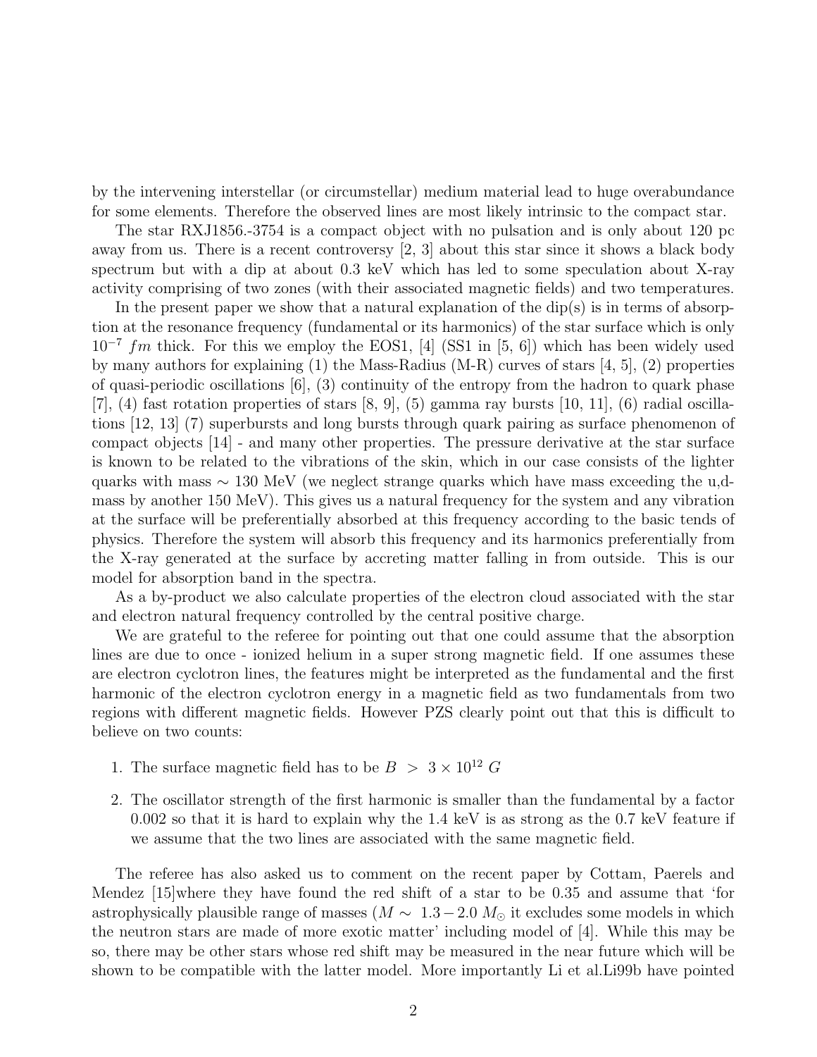by the intervening interstellar (or circumstellar) medium material lead to huge overabundance for some elements. Therefore the observed lines are most likely intrinsic to the compact star.

The star RXJ1856.-3754 is a compact object with no pulsation and is only about 120 pc away from us. There is a recent controversy [2, 3] about this star since it shows a black body spectrum but with a dip at about 0.3 keV which has led to some speculation about X-ray activity comprising of two zones (with their associated magnetic fields) and two temperatures.

In the present paper we show that a natural explanation of the dip(s) is in terms of absorption at the resonance frequency (fundamental or its harmonics) of the star surface which is only $10^{-7}$ $fm$ thick. For this we employ the EOS1, [4] (SS1 in [5, 6]) which has been widely used by many authors for explaining (1) the Mass-Radius (M-R) curves of stars [4, 5], (2) properties of quasi-periodic oscillations [6], (3) continuity of the entropy from the hadron to quark phase [7], (4) fast rotation properties of stars [8, 9], (5) gamma ray bursts [10, 11], (6) radial oscillations [12, 13] (7) superbursts and long bursts through quark pairing as surface phenomenon of compact objects [14] - and many other properties. The pressure derivative at the star surface is known to be related to the vibrations of the skin, which in our case consists of the lighter quarks with mass $\sim$ 130 MeV (we neglect strange quarks which have mass exceeding the u,d-mass by another 150 MeV). This gives us a natural frequency for the system and any vibration at the surface will be preferentially absorbed at this frequency according to the basic tends of physics. Therefore the system will absorb this frequency and its harmonics preferentially from the X-ray generated at the surface by accreting matter falling in from outside. This is our model for absorption band in the spectra.

As a by-product we also calculate properties of the electron cloud associated with the star and electron natural frequency controlled by the central positive charge.

We are grateful to the referee for pointing out that one could assume that the absorption lines are due to once - ionized helium in a super strong magnetic field. If one assumes these are electron cyclotron lines, the features might be interpreted as the fundamental and the first harmonic of the electron cyclotron energy in a magnetic field as two fundamentals from two regions with different magnetic fields. However PZS clearly point out that this is difficult to believe on two counts:

1. The surface magnetic field has to be $B > 3 \times 10^{12}$ $G$
2. The oscillator strength of the first harmonic is smaller than the fundamental by a factor 0.002 so that it is hard to explain why the 1.4 keV is as strong as the 0.7 keV feature if we assume that the two lines are associated with the same magnetic field.

The referee has also asked us to comment on the recent paper by Cottam, Paerels and Mendez [15]where they have found the red shift of a star to be 0.35 and assume that 'for astrophysically plausible range of masses ($M \sim 1.3 - 2.0\ M_{\odot}$ it excludes some models in which the neutron stars are made of more exotic matter' including model of [4]. While this may be so, there may be other stars whose red shift may be measured in the near future which will be shown to be compatible with the latter model. More importantly Li et al.Li99b have pointed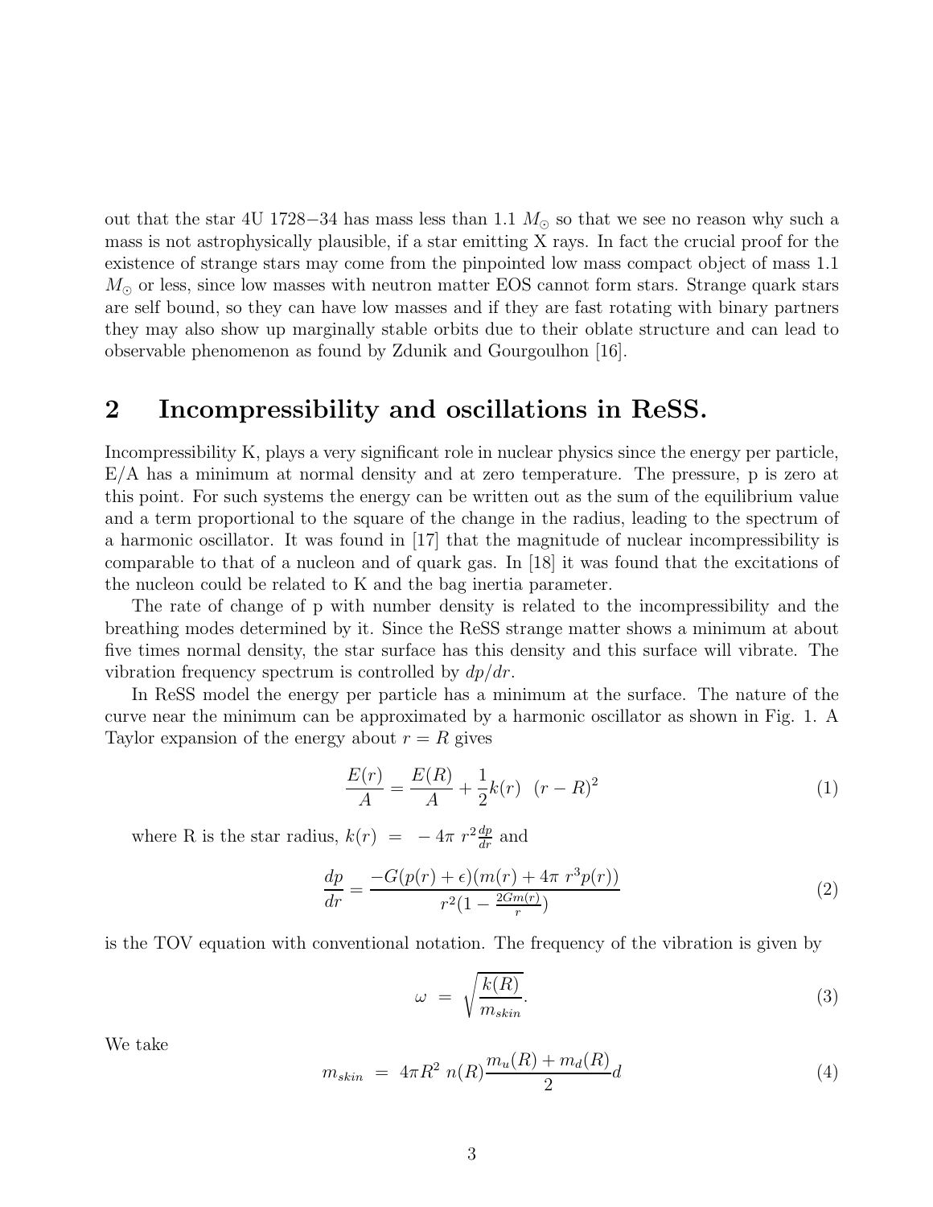out that the star 4U 1728−34 has mass less than 1.1 $M_\odot$ so that we see no reason why such a mass is not astrophysically plausible, if a star emitting X rays. In fact the crucial proof for the existence of strange stars may come from the pinpointed low mass compact object of mass 1.1 $M_\odot$ or less, since low masses with neutron matter EOS cannot form stars. Strange quark stars are self bound, so they can have low masses and if they are fast rotating with binary partners they may also show up marginally stable orbits due to their oblate structure and can lead to observable phenomenon as found by Zdunik and Gourgoulhon [16].

## 2 Incompressibility and oscillations in ReSS.

Incompressibility K, plays a very significant role in nuclear physics since the energy per particle, E/A has a minimum at normal density and at zero temperature. The pressure, p is zero at this point. For such systems the energy can be written out as the sum of the equilibrium value and a term proportional to the square of the change in the radius, leading to the spectrum of a harmonic oscillator. It was found in [17] that the magnitude of nuclear incompressibility is comparable to that of a nucleon and of quark gas. In [18] it was found that the excitations of the nucleon could be related to K and the bag inertia parameter.

The rate of change of p with number density is related to the incompressibility and the breathing modes determined by it. Since the ReSS strange matter shows a minimum at about five times normal density, the star surface has this density and this surface will vibrate. The vibration frequency spectrum is controlled by $dp/dr$.

In ReSS model the energy per particle has a minimum at the surface. The nature of the curve near the minimum can be approximated by a harmonic oscillator as shown in Fig. 1. A Taylor expansion of the energy about $r = R$ gives

$$\frac{E(r)}{A} = \frac{E(R)}{A} + \frac{1}{2}k(r) \ \ (r-R)^2 \tag{1}$$

where R is the star radius, $k(r) \ = \ -4\pi \ r^2\frac{dp}{dr}$ and

$$\frac{dp}{dr} = \frac{-G(p(r)+\epsilon)(m(r)+4\pi \ r^3 p(r))}{r^2(1-\frac{2Gm(r)}{r})} \tag{2}$$

is the TOV equation with conventional notation. The frequency of the vibration is given by

$$\omega \ = \ \sqrt{\frac{k(R)}{m_{skin}}}. \tag{3}$$

We take

$$m_{skin} \ = \ 4\pi R^2 \ n(R)\frac{m_u(R)+m_d(R)}{2}d \tag{4}$$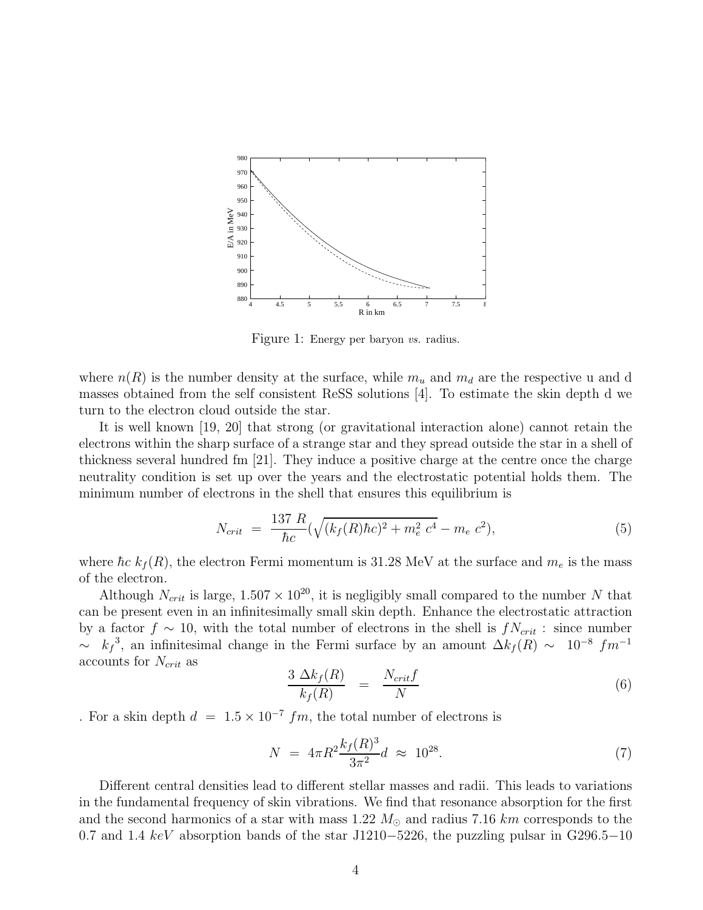Figure 1: Energy per baryon *vs.* radius.

where $n(R)$ is the number density at the surface, while $m_u$ and $m_d$ are the respective u and d masses obtained from the self consistent ReSS solutions [4]. To estimate the skin depth d we turn to the electron cloud outside the star.

It is well known [19, 20] that strong (or gravitational interaction alone) cannot retain the electrons within the sharp surface of a strange star and they spread outside the star in a shell of thickness several hundred fm [21]. They induce a positive charge at the centre once the charge neutrality condition is set up over the years and the electrostatic potential holds them. The minimum number of electrons in the shell that ensures this equilibrium is

$$N_{crit} \ = \ \frac{137 \ R}{\hbar c}(\sqrt{(k_f(R)\hbar c)^2 + m_e^2 \ c^4} - m_e \ c^2), \tag{5}$$

where $\hbar c \ k_f(R)$, the electron Fermi momentum is 31.28 MeV at the surface and $m_e$ is the mass of the electron.

Although $N_{crit}$ is large, $1.507 \times 10^{20}$, it is negligibly small compared to the number $N$ that can be present even in an infinitesimally small skin depth. Enhance the electrostatic attraction by a factor $f \sim 10$, with the total number of electrons in the shell is $fN_{crit}$ : since number $\sim \ {k_f}^3$, an infinitesimal change in the Fermi surface by an amount $\Delta k_f(R) \sim \ 10^{-8} \ fm^{-1}$ accounts for $N_{crit}$ as

$$\frac{3 \ \Delta k_f(R)}{k_f(R)} \ \ = \ \ \frac{N_{crit} f}{N} \tag{6}$$

. For a skin depth $d \ = \ 1.5 \times 10^{-7} \ fm$, the total number of electrons is

$$N \ = \ 4\pi R^2 \frac{k_f(R)^3}{3\pi^2} d \ \approx \ 10^{28}. \tag{7}$$

Different central densities lead to different stellar masses and radii. This leads to variations in the fundamental frequency of skin vibrations. We find that resonance absorption for the first and the second harmonics of a star with mass 1.22 $M_\odot$ and radius 7.16 $km$ corresponds to the 0.7 and 1.4 $keV$ absorption bands of the star J1210−5226, the puzzling pulsar in G296.5−10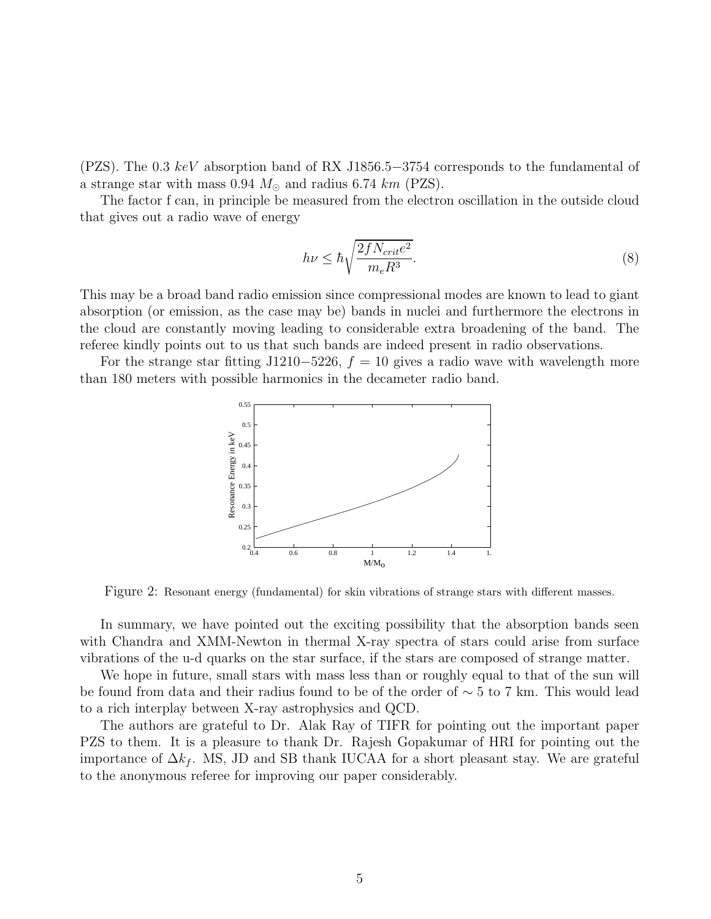(PZS). The 0.3 $keV$ absorption band of RX J1856.5−3754 corresponds to the fundamental of a strange star with mass 0.94 $M_{\odot}$ and radius 6.74 $km$ (PZS).

The factor f can, in principle be measured from the electron oscillation in the outside cloud that gives out a radio wave of energy

$$h\nu \leq \hbar\sqrt{\frac{2fN_{crit}e^2}{m_e R^3}}. \tag{8}$$

This may be a broad band radio emission since compressional modes are known to lead to giant absorption (or emission, as the case may be) bands in nuclei and furthermore the electrons in the cloud are constantly moving leading to considerable extra broadening of the band. The referee kindly points out to us that such bands are indeed present in radio observations.

For the strange star fitting J1210−5226, $f = 10$ gives a radio wave with wavelength more than 180 meters with possible harmonics in the decameter radio band.

Figure 2: Resonant energy (fundamental) for skin vibrations of strange stars with different masses.

In summary, we have pointed out the exciting possibility that the absorption bands seen with Chandra and XMM-Newton in thermal X-ray spectra of stars could arise from surface vibrations of the u-d quarks on the star surface, if the stars are composed of strange matter.

We hope in future, small stars with mass less than or roughly equal to that of the sun will be found from data and their radius found to be of the order of $\sim 5$ to 7 km. This would lead to a rich interplay between X-ray astrophysics and QCD.

The authors are grateful to Dr. Alak Ray of TIFR for pointing out the important paper PZS to them. It is a pleasure to thank Dr. Rajesh Gopakumar of HRI for pointing out the importance of $\Delta k_f$. MS, JD and SB thank IUCAA for a short pleasant stay. We are grateful to the anonymous referee for improving our paper considerably.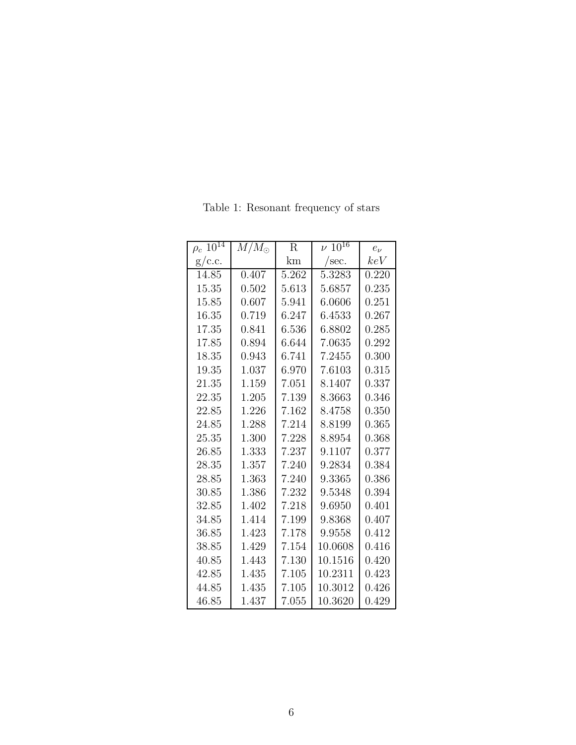Table 1: Resonant frequency of stars

| $\rho_c$ $10^{14}$ g/c.c. | $M/M_{\odot}$ | R km | $\nu$ $10^{16}$ /sec. | $e_\nu$ $keV$ |
|---|---|---|---|---|
| 14.85 | 0.407 | 5.262 | 5.3283 | 0.220 |
| 15.35 | 0.502 | 5.613 | 5.6857 | 0.235 |
| 15.85 | 0.607 | 5.941 | 6.0606 | 0.251 |
| 16.35 | 0.719 | 6.247 | 6.4533 | 0.267 |
| 17.35 | 0.841 | 6.536 | 6.8802 | 0.285 |
| 17.85 | 0.894 | 6.644 | 7.0635 | 0.292 |
| 18.35 | 0.943 | 6.741 | 7.2455 | 0.300 |
| 19.35 | 1.037 | 6.970 | 7.6103 | 0.315 |
| 21.35 | 1.159 | 7.051 | 8.1407 | 0.337 |
| 22.35 | 1.205 | 7.139 | 8.3663 | 0.346 |
| 22.85 | 1.226 | 7.162 | 8.4758 | 0.350 |
| 24.85 | 1.288 | 7.214 | 8.8199 | 0.365 |
| 25.35 | 1.300 | 7.228 | 8.8954 | 0.368 |
| 26.85 | 1.333 | 7.237 | 9.1107 | 0.377 |
| 28.35 | 1.357 | 7.240 | 9.2834 | 0.384 |
| 28.85 | 1.363 | 7.240 | 9.3365 | 0.386 |
| 30.85 | 1.386 | 7.232 | 9.5348 | 0.394 |
| 32.85 | 1.402 | 7.218 | 9.6950 | 0.401 |
| 34.85 | 1.414 | 7.199 | 9.8368 | 0.407 |
| 36.85 | 1.423 | 7.178 | 9.9558 | 0.412 |
| 38.85 | 1.429 | 7.154 | 10.0608 | 0.416 |
| 40.85 | 1.443 | 7.130 | 10.1516 | 0.420 |
| 42.85 | 1.435 | 7.105 | 10.2311 | 0.423 |
| 44.85 | 1.435 | 7.105 | 10.3012 | 0.426 |
| 46.85 | 1.437 | 7.055 | 10.3620 | 0.429 |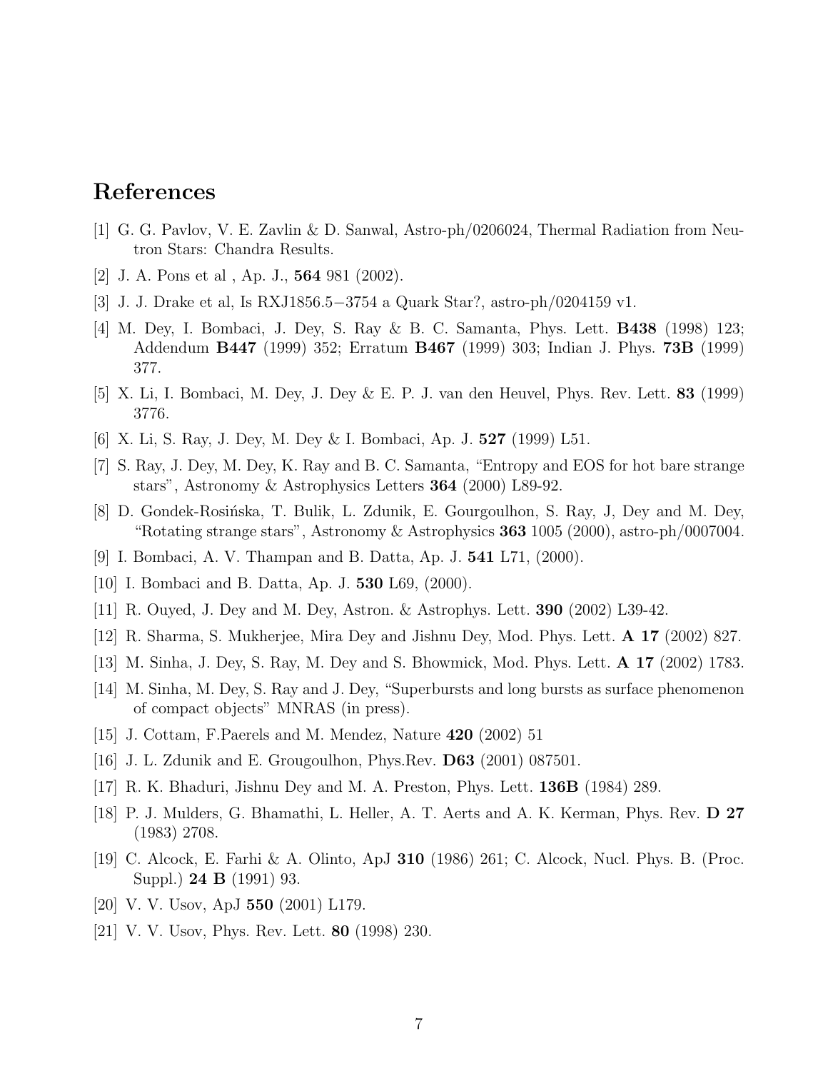# References

[1] G. G. Pavlov, V. E. Zavlin & D. Sanwal, Astro-ph/0206024, Thermal Radiation from Neutron Stars: Chandra Results.

[2] J. A. Pons et al , Ap. J., **564** 981 (2002).

[3] J. J. Drake et al, Is RXJ1856.5−3754 a Quark Star?, astro-ph/0204159 v1.

[4] M. Dey, I. Bombaci, J. Dey, S. Ray & B. C. Samanta, Phys. Lett. **B438** (1998) 123; Addendum **B447** (1999) 352; Erratum **B467** (1999) 303; Indian J. Phys. **73B** (1999) 377.

[5] X. Li, I. Bombaci, M. Dey, J. Dey & E. P. J. van den Heuvel, Phys. Rev. Lett. **83** (1999) 3776.

[6] X. Li, S. Ray, J. Dey, M. Dey & I. Bombaci, Ap. J. **527** (1999) L51.

[7] S. Ray, J. Dey, M. Dey, K. Ray and B. C. Samanta, "Entropy and EOS for hot bare strange stars", Astronomy & Astrophysics Letters **364** (2000) L89-92.

[8] D. Gondek-Rosińska, T. Bulik, L. Zdunik, E. Gourgoulhon, S. Ray, J, Dey and M. Dey, "Rotating strange stars", Astronomy & Astrophysics **363** 1005 (2000), astro-ph/0007004.

[9] I. Bombaci, A. V. Thampan and B. Datta, Ap. J. **541** L71, (2000).

[10] I. Bombaci and B. Datta, Ap. J. **530** L69, (2000).

[11] R. Ouyed, J. Dey and M. Dey, Astron. & Astrophys. Lett. **390** (2002) L39-42.

[12] R. Sharma, S. Mukherjee, Mira Dey and Jishnu Dey, Mod. Phys. Lett. **A 17** (2002) 827.

[13] M. Sinha, J. Dey, S. Ray, M. Dey and S. Bhowmick, Mod. Phys. Lett. **A 17** (2002) 1783.

[14] M. Sinha, M. Dey, S. Ray and J. Dey, "Superbursts and long bursts as surface phenomenon of compact objects" MNRAS (in press).

[15] J. Cottam, F.Paerels and M. Mendez, Nature **420** (2002) 51

[16] J. L. Zdunik and E. Grougoulhon, Phys.Rev. **D63** (2001) 087501.

[17] R. K. Bhaduri, Jishnu Dey and M. A. Preston, Phys. Lett. **136B** (1984) 289.

[18] P. J. Mulders, G. Bhamathi, L. Heller, A. T. Aerts and A. K. Kerman, Phys. Rev. **D 27** (1983) 2708.

[19] C. Alcock, E. Farhi & A. Olinto, ApJ **310** (1986) 261; C. Alcock, Nucl. Phys. B. (Proc. Suppl.) **24 B** (1991) 93.

[20] V. V. Usov, ApJ **550** (2001) L179.

[21] V. V. Usov, Phys. Rev. Lett. **80** (1998) 230.